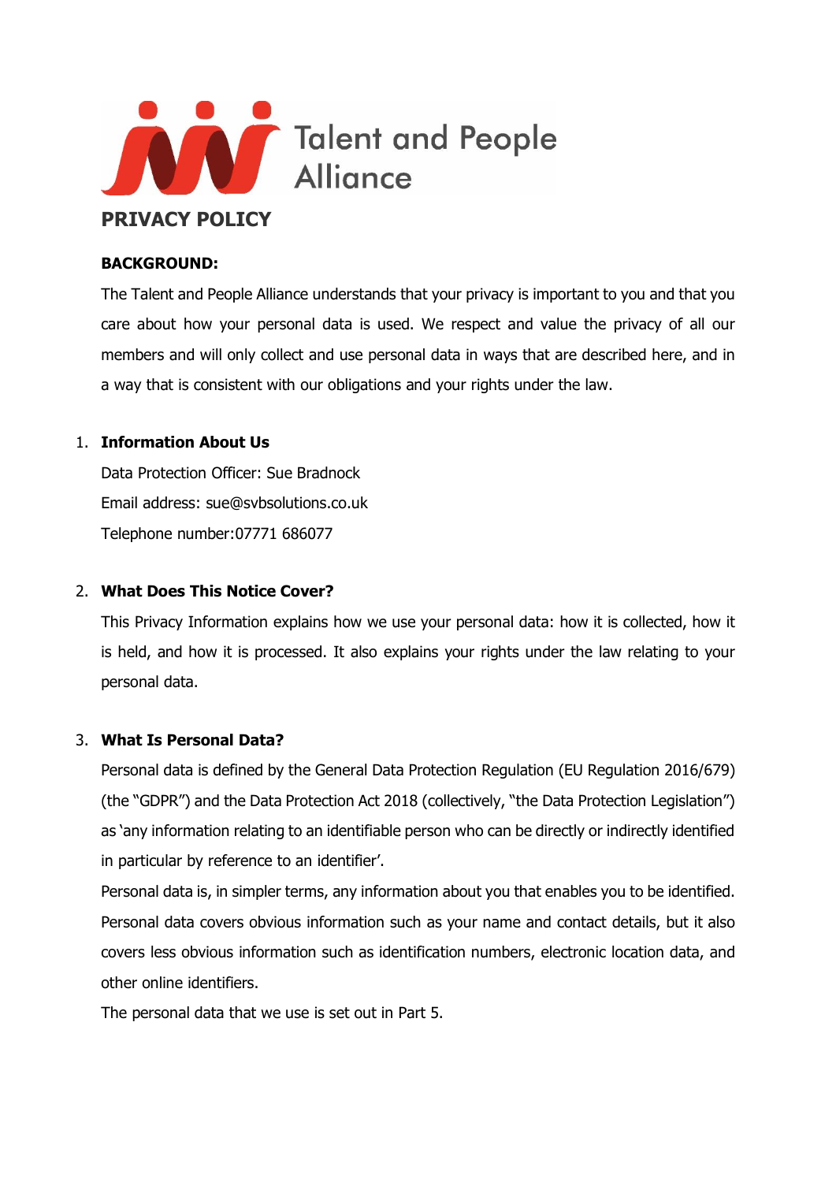Talent and People Alliance

# PRIVACY POLICY

**BACKGROUND:**

The Talent and People Alliance understands that your privacy is important to you and that you care about how your personal data is used. We respect and value the privacy of all our members and will only collect and use personal data in ways that are described here, and in a way that is consistent with our obligations and your rights under the law.

1. **Information About Us**

   Data Protection Officer: Sue Bradnock

   Email address: sue@svbsolutions.co.uk

   Telephone number:07771 686077

2. **What Does This Notice Cover?**

   This Privacy Information explains how we use your personal data: how it is collected, how it is held, and how it is processed. It also explains your rights under the law relating to your personal data.

3. **What Is Personal Data?**

   Personal data is defined by the General Data Protection Regulation (EU Regulation 2016/679) (the "GDPR") and the Data Protection Act 2018 (collectively, "the Data Protection Legislation") as 'any information relating to an identifiable person who can be directly or indirectly identified in particular by reference to an identifier'.

   Personal data is, in simpler terms, any information about you that enables you to be identified. Personal data covers obvious information such as your name and contact details, but it also covers less obvious information such as identification numbers, electronic location data, and other online identifiers.

   The personal data that we use is set out in Part 5.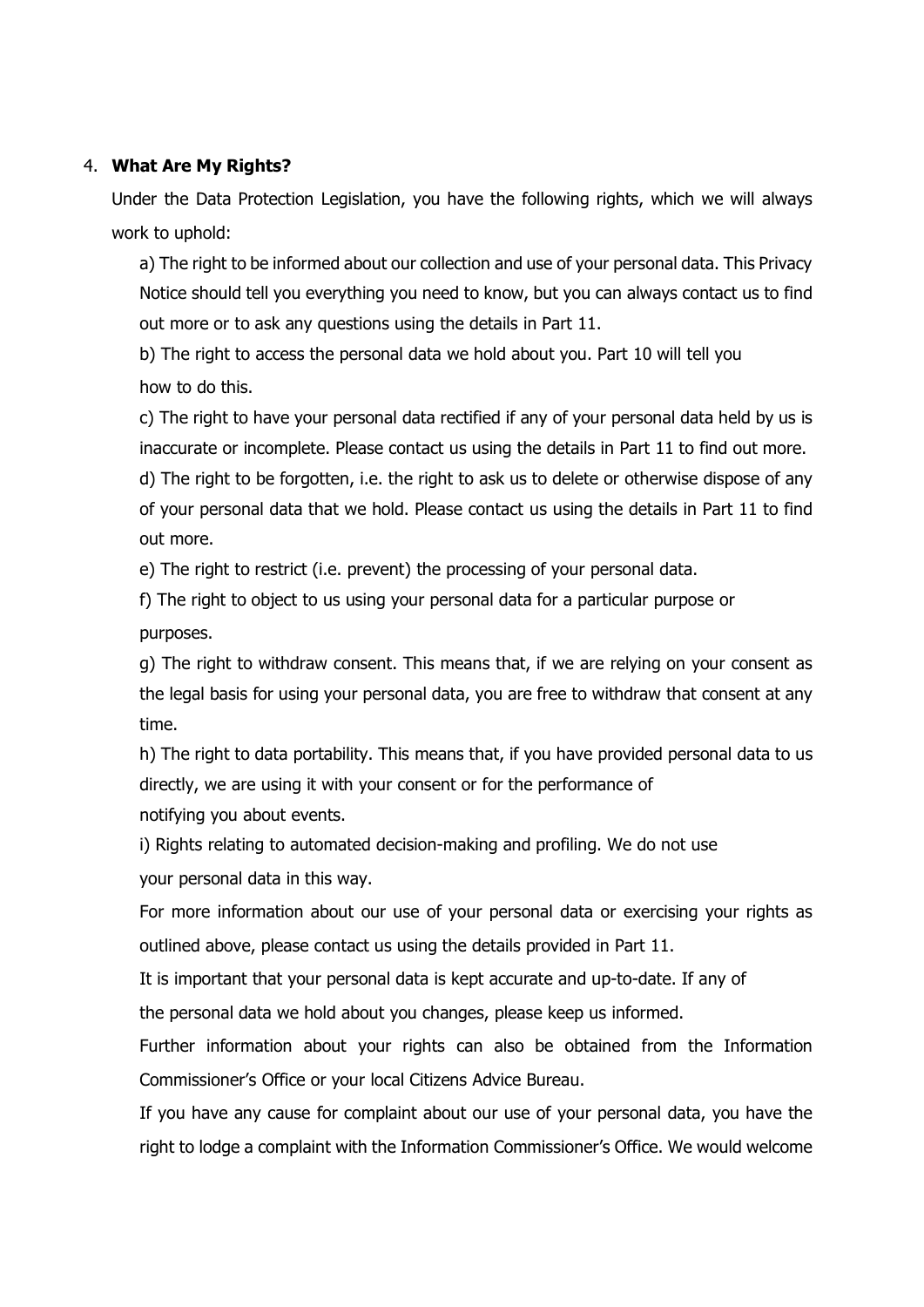4. **What Are My Rights?**

Under the Data Protection Legislation, you have the following rights, which we will always work to uphold:

a) The right to be informed about our collection and use of your personal data. This Privacy Notice should tell you everything you need to know, but you can always contact us to find out more or to ask any questions using the details in Part 11.

b) The right to access the personal data we hold about you. Part 10 will tell you how to do this.

c) The right to have your personal data rectified if any of your personal data held by us is inaccurate or incomplete. Please contact us using the details in Part 11 to find out more.

d) The right to be forgotten, i.e. the right to ask us to delete or otherwise dispose of any of your personal data that we hold. Please contact us using the details in Part 11 to find out more.

e) The right to restrict (i.e. prevent) the processing of your personal data.

f) The right to object to us using your personal data for a particular purpose or purposes.

g) The right to withdraw consent. This means that, if we are relying on your consent as the legal basis for using your personal data, you are free to withdraw that consent at any time.

h) The right to data portability. This means that, if you have provided personal data to us directly, we are using it with your consent or for the performance of notifying you about events.

i) Rights relating to automated decision-making and profiling. We do not use your personal data in this way.

For more information about our use of your personal data or exercising your rights as outlined above, please contact us using the details provided in Part 11.

It is important that your personal data is kept accurate and up-to-date. If any of the personal data we hold about you changes, please keep us informed.

Further information about your rights can also be obtained from the Information Commissioner's Office or your local Citizens Advice Bureau.

If you have any cause for complaint about our use of your personal data, you have the right to lodge a complaint with the Information Commissioner's Office. We would welcome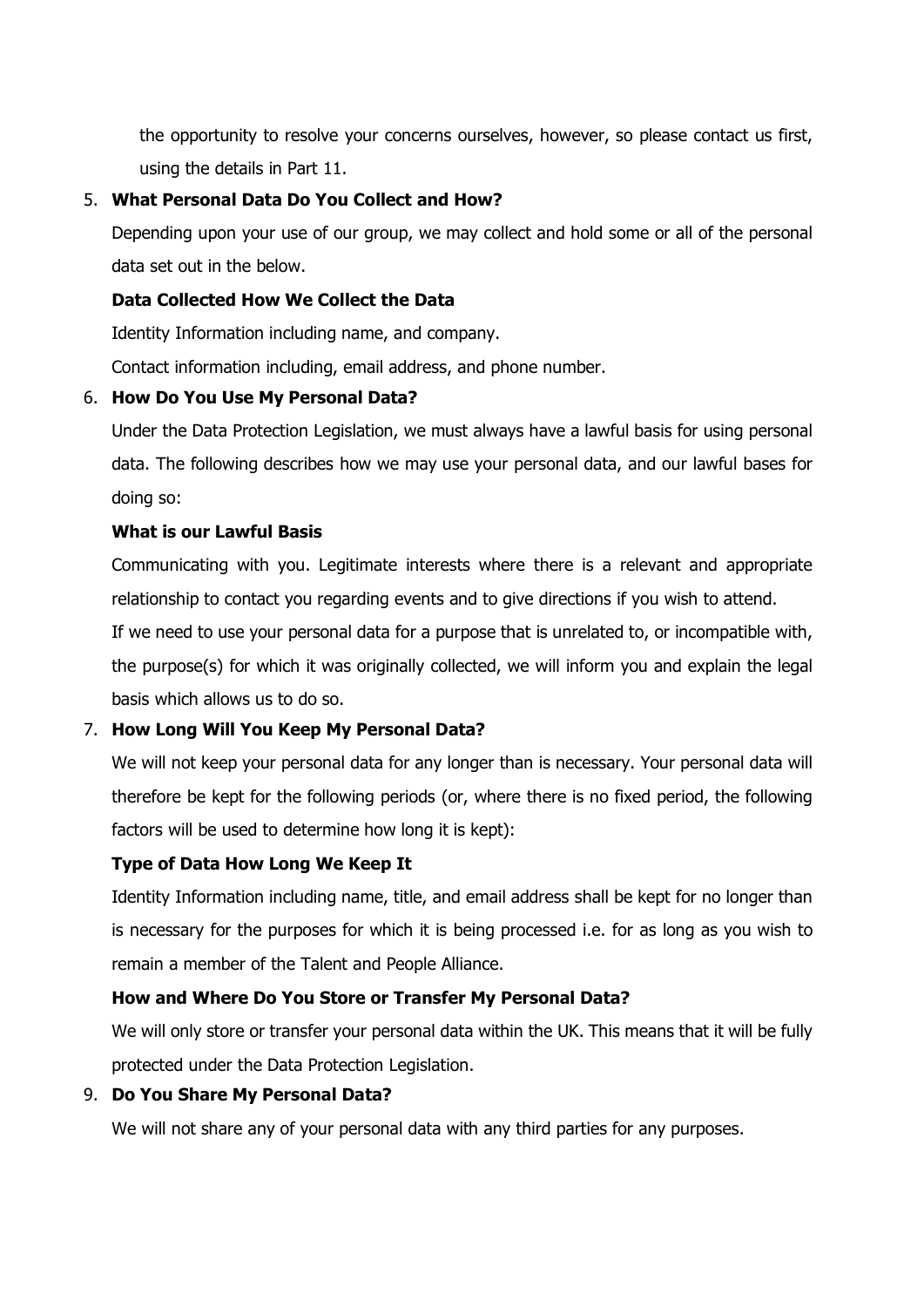the opportunity to resolve your concerns ourselves, however, so please contact us first, using the details in Part 11.

5. **What Personal Data Do You Collect and How?**

   Depending upon your use of our group, we may collect and hold some or all of the personal data set out in the below.

   **Data Collected How We Collect the Data**

   Identity Information including name, and company.

   Contact information including, email address, and phone number.

6. **How Do You Use My Personal Data?**

   Under the Data Protection Legislation, we must always have a lawful basis for using personal data. The following describes how we may use your personal data, and our lawful bases for doing so:

   **What is our Lawful Basis**

   Communicating with you. Legitimate interests where there is a relevant and appropriate relationship to contact you regarding events and to give directions if you wish to attend.

   If we need to use your personal data for a purpose that is unrelated to, or incompatible with, the purpose(s) for which it was originally collected, we will inform you and explain the legal basis which allows us to do so.

7. **How Long Will You Keep My Personal Data?**

   We will not keep your personal data for any longer than is necessary. Your personal data will therefore be kept for the following periods (or, where there is no fixed period, the following factors will be used to determine how long it is kept):

   **Type of Data How Long We Keep It**

   Identity Information including name, title, and email address shall be kept for no longer than is necessary for the purposes for which it is being processed i.e. for as long as you wish to remain a member of the Talent and People Alliance.

   **How and Where Do You Store or Transfer My Personal Data?**

   We will only store or transfer your personal data within the UK. This means that it will be fully protected under the Data Protection Legislation.

9. **Do You Share My Personal Data?**

   We will not share any of your personal data with any third parties for any purposes.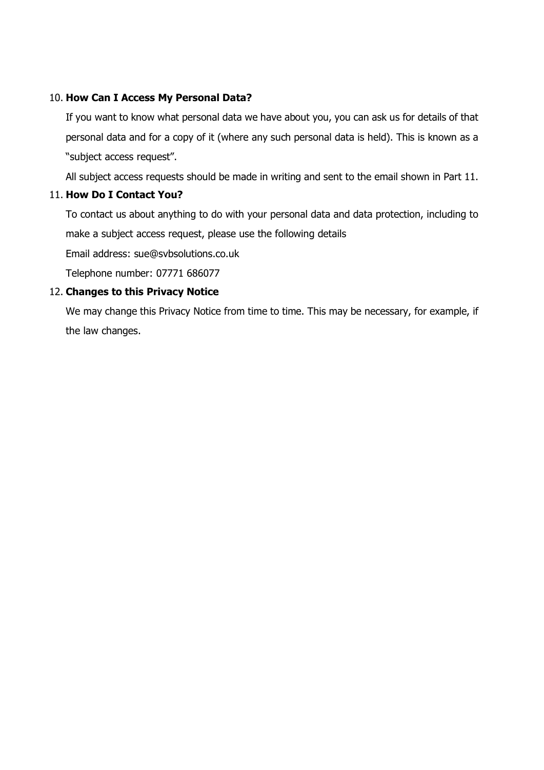10. **How Can I Access My Personal Data?**

    If you want to know what personal data we have about you, you can ask us for details of that personal data and for a copy of it (where any such personal data is held). This is known as a "subject access request".

    All subject access requests should be made in writing and sent to the email shown in Part 11.

11. **How Do I Contact You?**

    To contact us about anything to do with your personal data and data protection, including to make a subject access request, please use the following details

    Email address: sue@svbsolutions.co.uk

    Telephone number: 07771 686077

12. **Changes to this Privacy Notice**

    We may change this Privacy Notice from time to time. This may be necessary, for example, if the law changes.